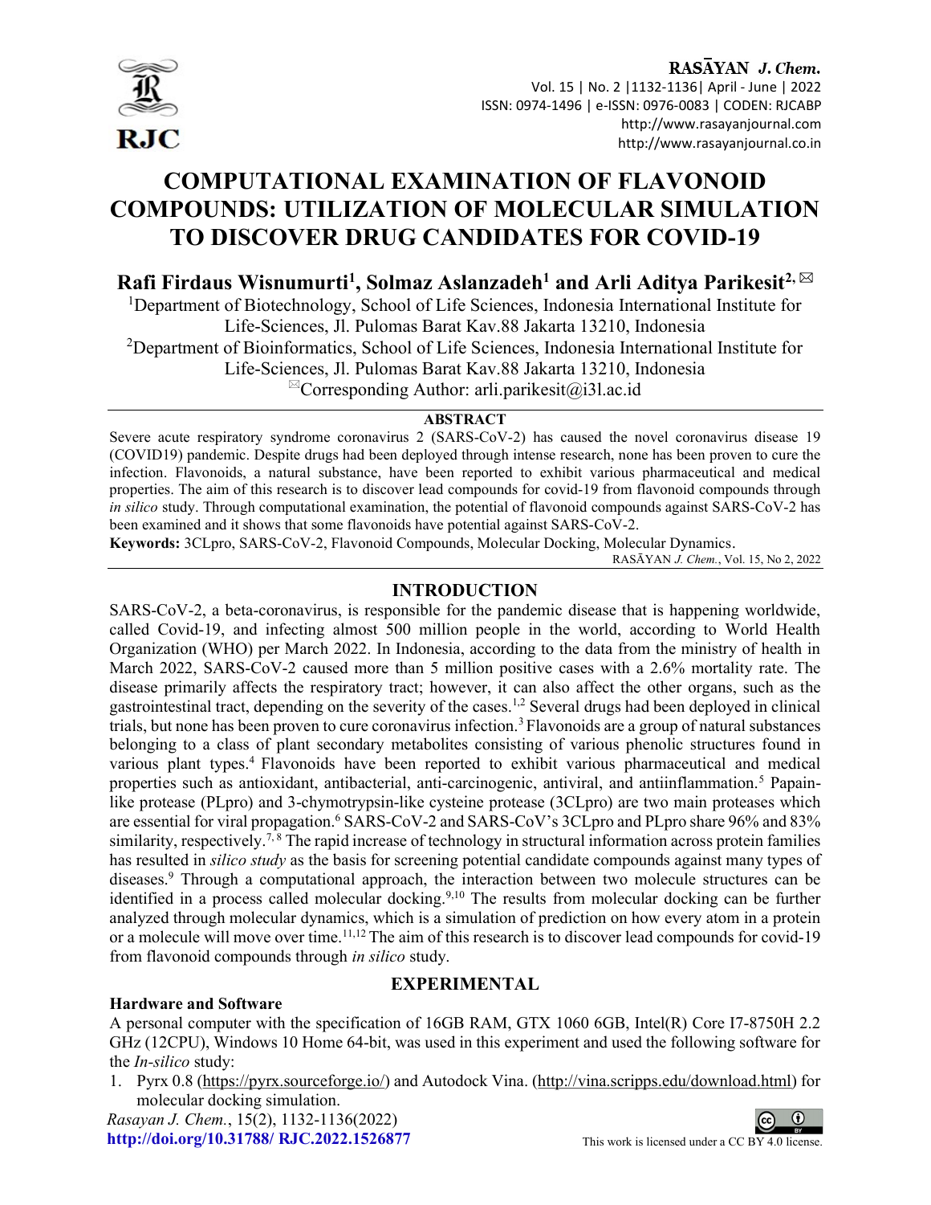# COMPUTATIONAL EXAMINATION OF FLAVONOID COMPOUNDS: UTILIZATION OF MOLECULAR SIMULATION TO DISCOVER DRUG CANDIDATES FOR COVID-19

**Rafi Firdaus Wisnumurti[1], Solmaz Aslanzadeh[1] and Arli Aditya Parikesit[2,✉]**

[1]Department of Biotechnology, School of Life Sciences, Indonesia International Institute for Life-Sciences, Jl. Pulomas Barat Kav.88 Jakarta 13210, Indonesia

[2]Department of Bioinformatics, School of Life Sciences, Indonesia International Institute for Life-Sciences, Jl. Pulomas Barat Kav.88 Jakarta 13210, Indonesia

✉Corresponding Author: arli.parikesit@i3l.ac.id

## ABSTRACT

Severe acute respiratory syndrome coronavirus 2 (SARS-CoV-2) has caused the novel coronavirus disease 19 (COVID19) pandemic. Despite drugs had been deployed through intense research, none has been proven to cure the infection. Flavonoids, a natural substance, have been reported to exhibit various pharmaceutical and medical properties. The aim of this research is to discover lead compounds for covid-19 from flavonoid compounds through *in silico* study. Through computational examination, the potential of flavonoid compounds against SARS-CoV-2 has been examined and it shows that some flavonoids have potential against SARS-CoV-2.

**Keywords:** 3CLpro, SARS-CoV-2, Flavonoid Compounds, Molecular Docking, Molecular Dynamics.

RASĀYAN *J. Chem.*, Vol. 15, No 2, 2022

## INTRODUCTION

SARS-CoV-2, a beta-coronavirus, is responsible for the pandemic disease that is happening worldwide, called Covid-19, and infecting almost 500 million people in the world, according to World Health Organization (WHO) per March 2022. In Indonesia, according to the data from the ministry of health in March 2022, SARS-CoV-2 caused more than 5 million positive cases with a 2.6% mortality rate. The disease primarily affects the respiratory tract; however, it can also affect the other organs, such as the gastrointestinal tract, depending on the severity of the cases.[1,2] Several drugs had been deployed in clinical trials, but none has been proven to cure coronavirus infection.[3] Flavonoids are a group of natural substances belonging to a class of plant secondary metabolites consisting of various phenolic structures found in various plant types.[4] Flavonoids have been reported to exhibit various pharmaceutical and medical properties such as antioxidant, antibacterial, anti-carcinogenic, antiviral, and antiinflammation.[5] Papain-like protease (PLpro) and 3-chymotrypsin-like cysteine protease (3CLpro) are two main proteases which are essential for viral propagation.[6] SARS-CoV-2 and SARS-CoV's 3CLpro and PLpro share 96% and 83% similarity, respectively.[7, 8] The rapid increase of technology in structural information across protein families has resulted in *silico study* as the basis for screening potential candidate compounds against many types of diseases.[9] Through a computational approach, the interaction between two molecule structures can be identified in a process called molecular docking.[9,10] The results from molecular docking can be further analyzed through molecular dynamics, which is a simulation of prediction on how every atom in a protein or a molecule will move over time.[11,12] The aim of this research is to discover lead compounds for covid-19 from flavonoid compounds through *in silico* study.

## EXPERIMENTAL

### Hardware and Software

A personal computer with the specification of 16GB RAM, GTX 1060 6GB, Intel(R) Core I7-8750H 2.2 GHz (12CPU), Windows 10 Home 64-bit, was used in this experiment and used the following software for the *In-silico* study:

1. Pyrx 0.8 (https://pyrx.sourceforge.io/) and Autodock Vina. (http://vina.scripps.edu/download.html) for molecular docking simulation.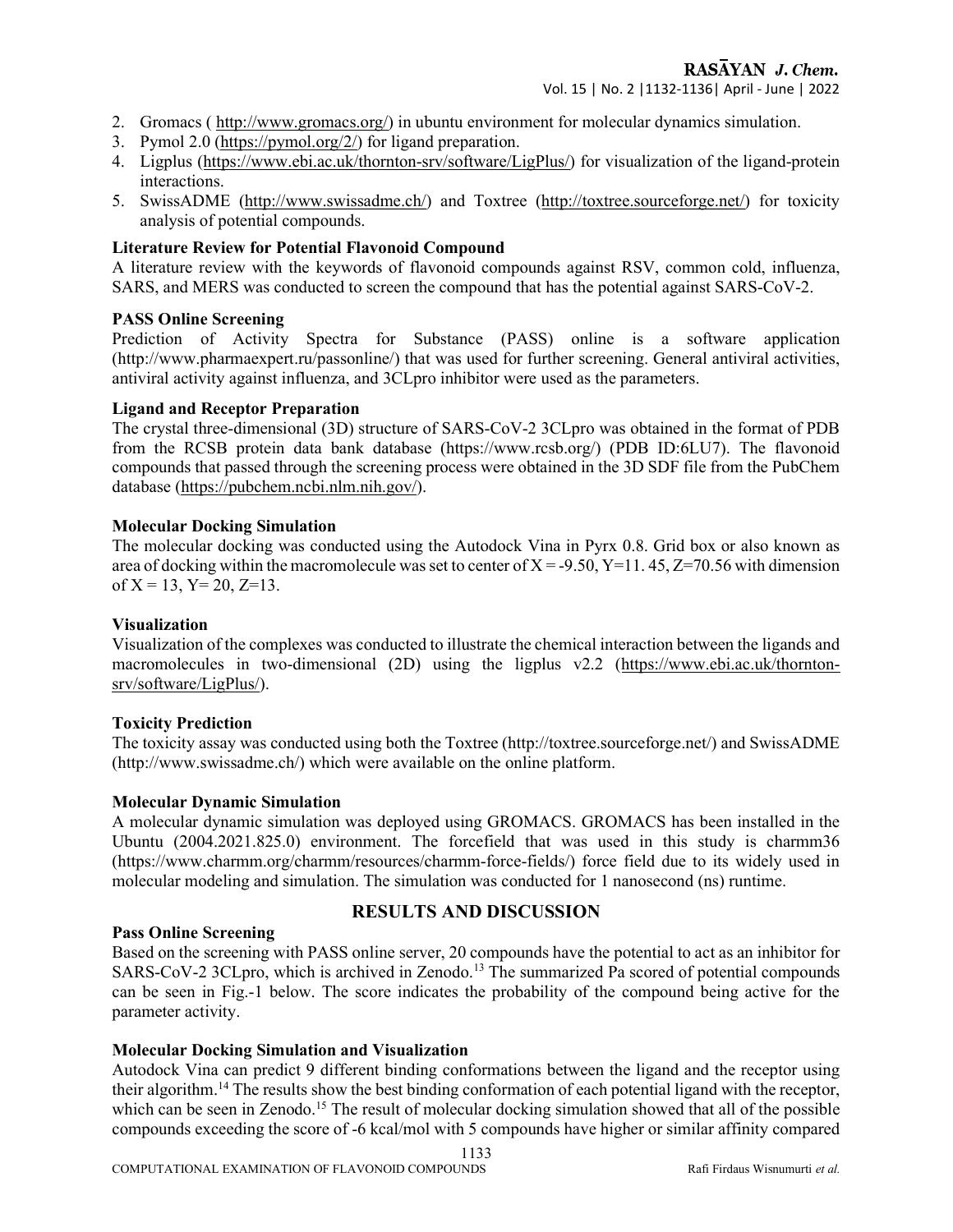2. Gromacs ( http://www.gromacs.org/) in ubuntu environment for molecular dynamics simulation.
3. Pymol 2.0 (https://pymol.org/2/) for ligand preparation.
4. Ligplus (https://www.ebi.ac.uk/thornton-srv/software/LigPlus/) for visualization of the ligand-protein interactions.
5. SwissADME (http://www.swissadme.ch/) and Toxtree (http://toxtree.sourceforge.net/) for toxicity analysis of potential compounds.

### Literature Review for Potential Flavonoid Compound

A literature review with the keywords of flavonoid compounds against RSV, common cold, influenza, SARS, and MERS was conducted to screen the compound that has the potential against SARS-CoV-2.

### PASS Online Screening

Prediction of Activity Spectra for Substance (PASS) online is a software application (http://www.pharmaexpert.ru/passonline/) that was used for further screening. General antiviral activities, antiviral activity against influenza, and 3CLpro inhibitor were used as the parameters.

### Ligand and Receptor Preparation

The crystal three-dimensional (3D) structure of SARS-CoV-2 3CLpro was obtained in the format of PDB from the RCSB protein data bank database (https://www.rcsb.org/) (PDB ID:6LU7). The flavonoid compounds that passed through the screening process were obtained in the 3D SDF file from the PubChem database (https://pubchem.ncbi.nlm.nih.gov/).

### Molecular Docking Simulation

The molecular docking was conducted using the Autodock Vina in Pyrx 0.8. Grid box or also known as area of docking within the macromolecule was set to center of X = -9.50, Y=11. 45, Z=70.56 with dimension of X = 13, Y= 20, Z=13.

### Visualization

Visualization of the complexes was conducted to illustrate the chemical interaction between the ligands and macromolecules in two-dimensional (2D) using the ligplus v2.2 (https://www.ebi.ac.uk/thornton-srv/software/LigPlus/).

### Toxicity Prediction

The toxicity assay was conducted using both the Toxtree (http://toxtree.sourceforge.net/) and SwissADME (http://www.swissadme.ch/) which were available on the online platform.

### Molecular Dynamic Simulation

A molecular dynamic simulation was deployed using GROMACS. GROMACS has been installed in the Ubuntu (2004.2021.825.0) environment. The forcefield that was used in this study is charmm36 (https://www.charmm.org/charmm/resources/charmm-force-fields/) force field due to its widely used in molecular modeling and simulation. The simulation was conducted for 1 nanosecond (ns) runtime.

## RESULTS AND DISCUSSION

### Pass Online Screening

Based on the screening with PASS online server, 20 compounds have the potential to act as an inhibitor for SARS-CoV-2 3CLpro, which is archived in Zenodo.[13] The summarized Pa scored of potential compounds can be seen in Fig.-1 below. The score indicates the probability of the compound being active for the parameter activity.

### Molecular Docking Simulation and Visualization

Autodock Vina can predict 9 different binding conformations between the ligand and the receptor using their algorithm.[14] The results show the best binding conformation of each potential ligand with the receptor, which can be seen in Zenodo.[15] The result of molecular docking simulation showed that all of the possible compounds exceeding the score of -6 kcal/mol with 5 compounds have higher or similar affinity compared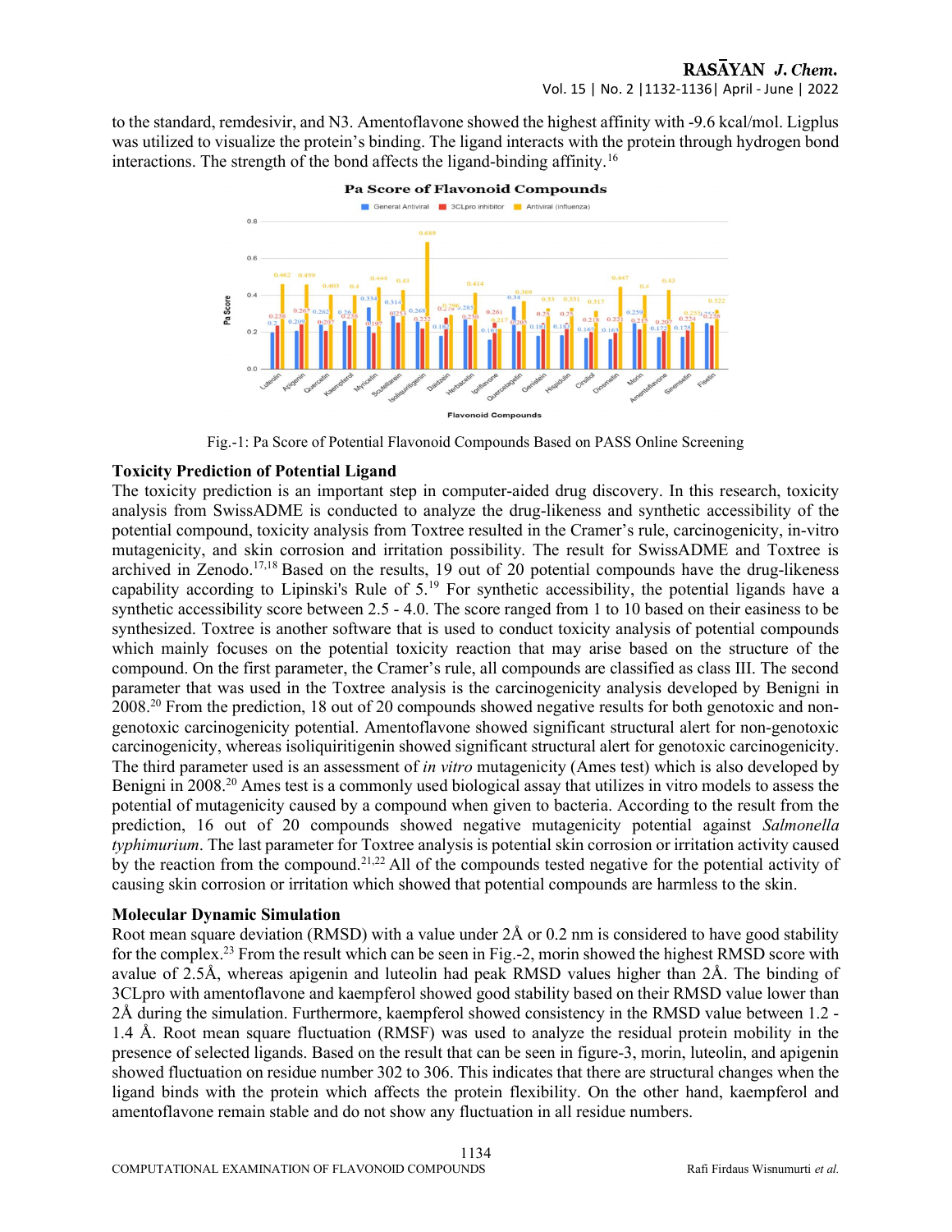to the standard, remdesivir, and N3. Amentoflavone showed the highest affinity with -9.6 kcal/mol. Ligplus was utilized to visualize the protein's binding. The ligand interacts with the protein through hydrogen bond interactions. The strength of the bond affects the ligand-binding affinity.[16]

Fig.-1: Pa Score of Potential Flavonoid Compounds Based on PASS Online Screening

### Toxicity Prediction of Potential Ligand

The toxicity prediction is an important step in computer-aided drug discovery. In this research, toxicity analysis from SwissADME is conducted to analyze the drug-likeness and synthetic accessibility of the potential compound, toxicity analysis from Toxtree resulted in the Cramer's rule, carcinogenicity, in-vitro mutagenicity, and skin corrosion and irritation possibility. The result for SwissADME and Toxtree is archived in Zenodo.[17,18] Based on the results, 19 out of 20 potential compounds have the drug-likeness capability according to Lipinski's Rule of 5.[19] For synthetic accessibility, the potential ligands have a synthetic accessibility score between 2.5 - 4.0. The score ranged from 1 to 10 based on their easiness to be synthesized. Toxtree is another software that is used to conduct toxicity analysis of potential compounds which mainly focuses on the potential toxicity reaction that may arise based on the structure of the compound. On the first parameter, the Cramer's rule, all compounds are classified as class III. The second parameter that was used in the Toxtree analysis is the carcinogenicity analysis developed by Benigni in 2008.[20] From the prediction, 18 out of 20 compounds showed negative results for both genotoxic and non-genotoxic carcinogenicity potential. Amentoflavone showed significant structural alert for non-genotoxic carcinogenicity, whereas isoliquiritigenin showed significant structural alert for genotoxic carcinogenicity. The third parameter used is an assessment of *in vitro* mutagenicity (Ames test) which is also developed by Benigni in 2008.[20] Ames test is a commonly used biological assay that utilizes in vitro models to assess the potential of mutagenicity caused by a compound when given to bacteria. According to the result from the prediction, 16 out of 20 compounds showed negative mutagenicity potential against *Salmonella typhimurium*. The last parameter for Toxtree analysis is potential skin corrosion or irritation activity caused by the reaction from the compound.[21,22] All of the compounds tested negative for the potential activity of causing skin corrosion or irritation which showed that potential compounds are harmless to the skin.

### Molecular Dynamic Simulation

Root mean square deviation (RMSD) with a value under 2Å or 0.2 nm is considered to have good stability for the complex.[23] From the result which can be seen in Fig.-2, morin showed the highest RMSD score with avalue of 2.5Å, whereas apigenin and luteolin had peak RMSD values higher than 2Å. The binding of 3CLpro with amentoflavone and kaempferol showed good stability based on their RMSD value lower than 2Å during the simulation. Furthermore, kaempferol showed consistency in the RMSD value between 1.2 - 1.4 Å. Root mean square fluctuation (RMSF) was used to analyze the residual protein mobility in the presence of selected ligands. Based on the result that can be seen in figure-3, morin, luteolin, and apigenin showed fluctuation on residue number 302 to 306. This indicates that there are structural changes when the ligand binds with the protein which affects the protein flexibility. On the other hand, kaempferol and amentoflavone remain stable and do not show any fluctuation in all residue numbers.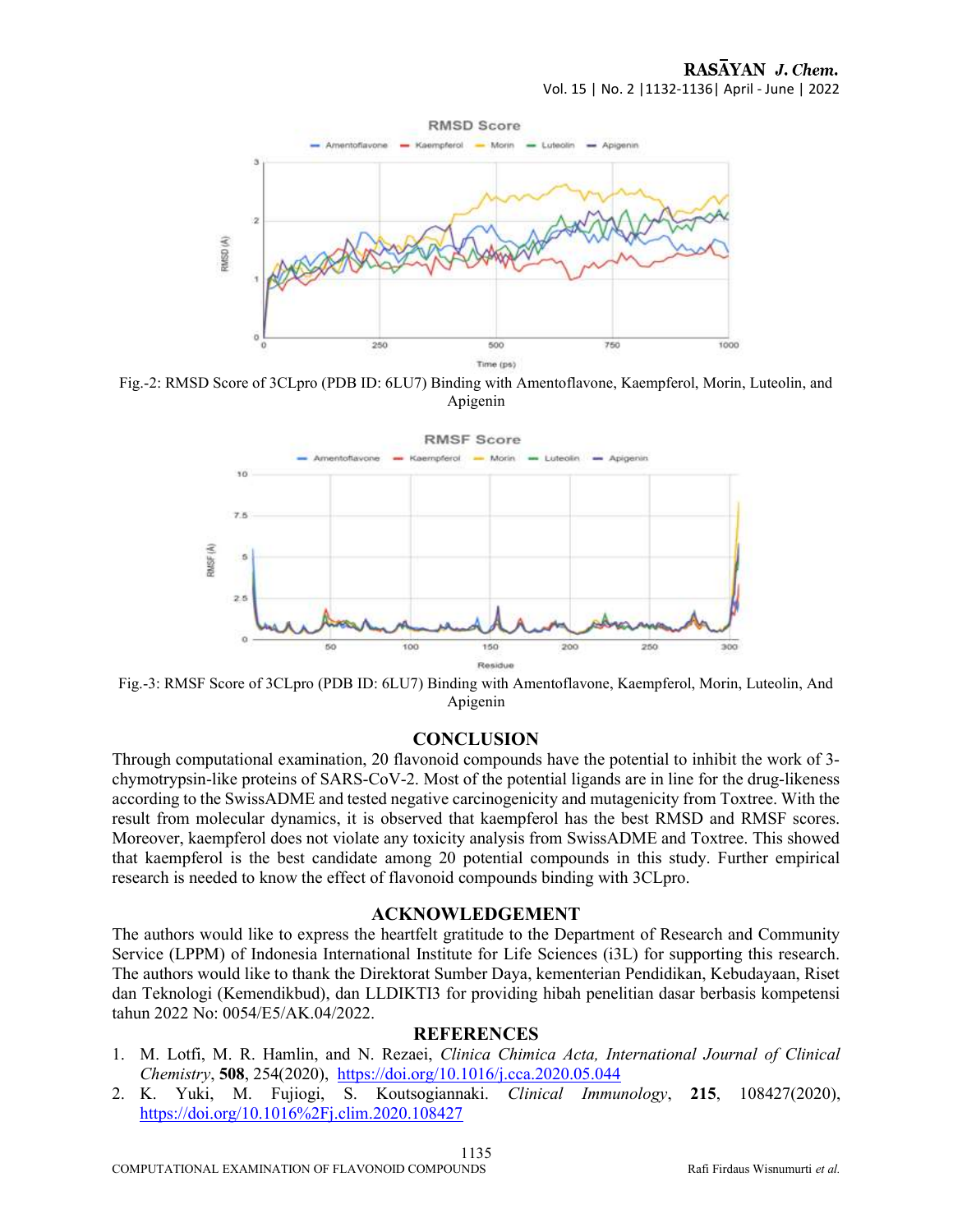Fig.-2: RMSD Score of 3CLpro (PDB ID: 6LU7) Binding with Amentoflavone, Kaempferol, Morin, Luteolin, and Apigenin

Fig.-3: RMSF Score of 3CLpro (PDB ID: 6LU7) Binding with Amentoflavone, Kaempferol, Morin, Luteolin, And Apigenin

## CONCLUSION

Through computational examination, 20 flavonoid compounds have the potential to inhibit the work of 3-chymotrypsin-like proteins of SARS-CoV-2. Most of the potential ligands are in line for the drug-likeness according to the SwissADME and tested negative carcinogenicity and mutagenicity from Toxtree. With the result from molecular dynamics, it is observed that kaempferol has the best RMSD and RMSF scores. Moreover, kaempferol does not violate any toxicity analysis from SwissADME and Toxtree. This showed that kaempferol is the best candidate among 20 potential compounds in this study. Further empirical research is needed to know the effect of flavonoid compounds binding with 3CLpro.

## ACKNOWLEDGEMENT

The authors would like to express the heartfelt gratitude to the Department of Research and Community Service (LPPM) of Indonesia International Institute for Life Sciences (i3L) for supporting this research. The authors would like to thank the Direktorat Sumber Daya, kementerian Pendidikan, Kebudayaan, Riset dan Teknologi (Kemendikbud), dan LLDIKTI3 for providing hibah penelitian dasar berbasis kompetensi tahun 2022 No: 0054/E5/AK.04/2022.

## REFERENCES

1. M. Lotfi, M. R. Hamlin, and N. Rezaei, *Clinica Chimica Acta, International Journal of Clinical Chemistry*, **508**, 254(2020), https://doi.org/10.1016/j.cca.2020.05.044
2. K. Yuki, M. Fujiogi, S. Koutsogiannaki. *Clinical Immunology*, **215**, 108427(2020), https://doi.org/10.1016%2Fj.clim.2020.108427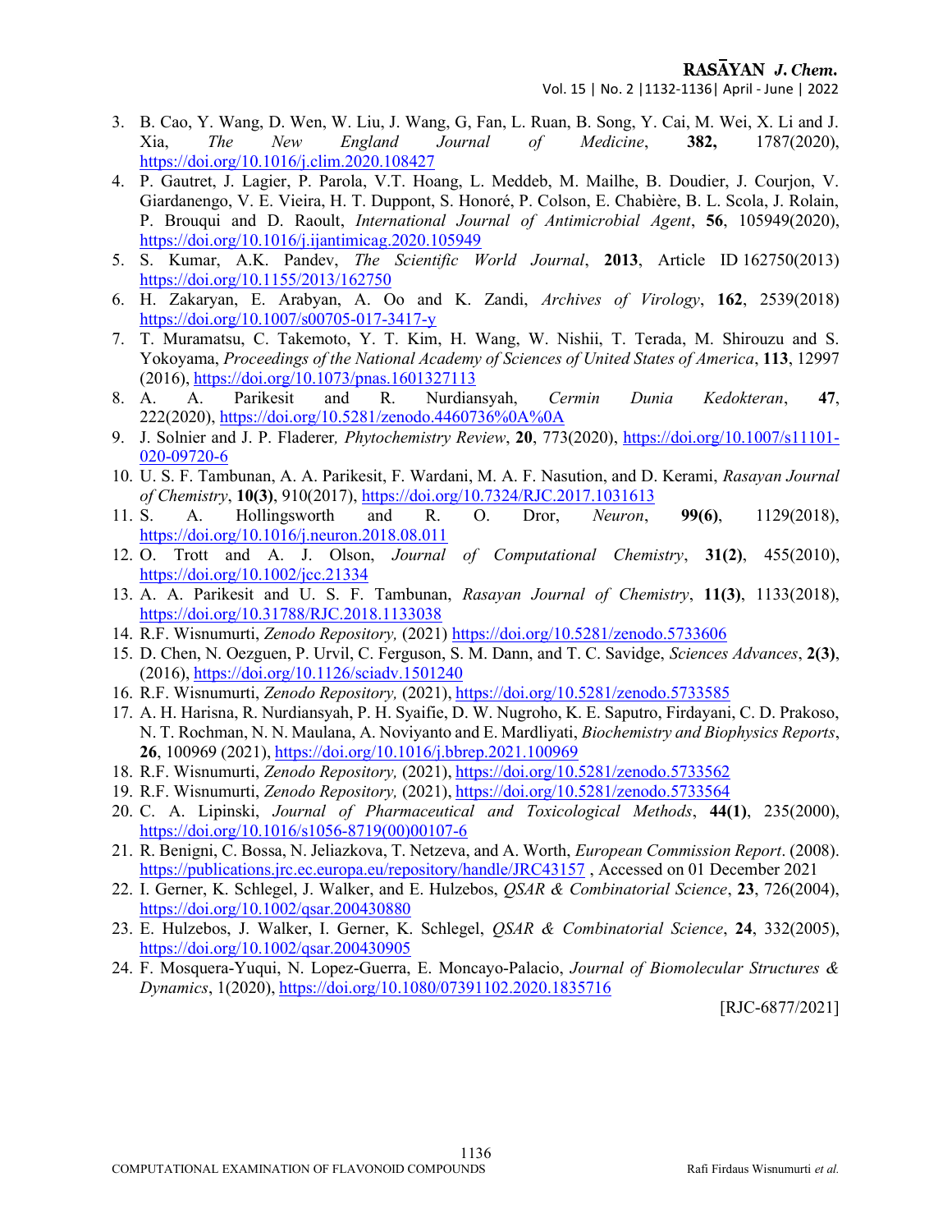3. B. Cao, Y. Wang, D. Wen, W. Liu, J. Wang, G, Fan, L. Ruan, B. Song, Y. Cai, M. Wei, X. Li and J. Xia, *The New England Journal of Medicine*, **382,** 1787(2020), https://doi.org/10.1016/j.clim.2020.108427
4. P. Gautret, J. Lagier, P. Parola, V.T. Hoang, L. Meddeb, M. Mailhe, B. Doudier, J. Courjon, V. Giardanengo, V. E. Vieira, H. T. Duppont, S. Honoré, P. Colson, E. Chabière, B. L. Scola, J. Rolain, P. Brouqui and D. Raoult, *International Journal of Antimicrobial Agent*, **56**, 105949(2020), https://doi.org/10.1016/j.ijantimicag.2020.105949
5. S. Kumar, A.K. Pandev, *The Scientific World Journal*, **2013**, Article ID 162750(2013) https://doi.org/10.1155/2013/162750
6. H. Zakaryan, E. Arabyan, A. Oo and K. Zandi, *Archives of Virology*, **162**, 2539(2018) https://doi.org/10.1007/s00705-017-3417-y
7. T. Muramatsu, C. Takemoto, Y. T. Kim, H. Wang, W. Nishii, T. Terada, M. Shirouzu and S. Yokoyama, *Proceedings of the National Academy of Sciences of United States of America*, **113**, 12997 (2016), https://doi.org/10.1073/pnas.1601327113
8. A. A. Parikesit and R. Nurdiansyah, *Cermin Dunia Kedokteran*, **47**, 222(2020), https://doi.org/10.5281/zenodo.4460736%0A%0A
9. J. Solnier and J. P. Fladerer*, Phytochemistry Review*, **20**, 773(2020), https://doi.org/10.1007/s11101-020-09720-6
10. U. S. F. Tambunan, A. A. Parikesit, F. Wardani, M. A. F. Nasution, and D. Kerami, *Rasayan Journal of Chemistry*, **10(3)**, 910(2017), https://doi.org/10.7324/RJC.2017.1031613
11. S. A. Hollingsworth and R. O. Dror, *Neuron*, **99(6)**, 1129(2018), https://doi.org/10.1016/j.neuron.2018.08.011
12. O. Trott and A. J. Olson, *Journal of Computational Chemistry*, **31(2)**, 455(2010), https://doi.org/10.1002/jcc.21334
13. A. A. Parikesit and U. S. F. Tambunan, *Rasayan Journal of Chemistry*, **11(3)**, 1133(2018), https://doi.org/10.31788/RJC.2018.1133038
14. R.F. Wisnumurti, *Zenodo Repository,* (2021) https://doi.org/10.5281/zenodo.5733606
15. D. Chen, N. Oezguen, P. Urvil, C. Ferguson, S. M. Dann, and T. C. Savidge, *Sciences Advances*, **2(3)**, (2016), https://doi.org/10.1126/sciadv.1501240
16. R.F. Wisnumurti, *Zenodo Repository,* (2021), https://doi.org/10.5281/zenodo.5733585
17. A. H. Harisna, R. Nurdiansyah, P. H. Syaifie, D. W. Nugroho, K. E. Saputro, Firdayani, C. D. Prakoso, N. T. Rochman, N. N. Maulana, A. Noviyanto and E. Mardliyati, *Biochemistry and Biophysics Reports*, **26**, 100969 (2021), https://doi.org/10.1016/j.bbrep.2021.100969
18. R.F. Wisnumurti, *Zenodo Repository,* (2021), https://doi.org/10.5281/zenodo.5733562
19. R.F. Wisnumurti, *Zenodo Repository,* (2021), https://doi.org/10.5281/zenodo.5733564
20. C. A. Lipinski, *Journal of Pharmaceutical and Toxicological Methods*, **44(1)**, 235(2000), https://doi.org/10.1016/s1056-8719(00)00107-6
21. R. Benigni, C. Bossa, N. Jeliazkova, T. Netzeva, and A. Worth, *European Commission Report*. (2008). https://publications.jrc.ec.europa.eu/repository/handle/JRC43157 , Accessed on 01 December 2021
22. I. Gerner, K. Schlegel, J. Walker, and E. Hulzebos, *QSAR & Combinatorial Science*, **23**, 726(2004), https://doi.org/10.1002/qsar.200430880
23. E. Hulzebos, J. Walker, I. Gerner, K. Schlegel, *QSAR & Combinatorial Science*, **24**, 332(2005), https://doi.org/10.1002/qsar.200430905
24. F. Mosquera-Yuqui, N. Lopez-Guerra, E. Moncayo-Palacio, *Journal of Biomolecular Structures & Dynamics*, 1(2020), https://doi.org/10.1080/07391102.2020.1835716

[RJC-6877/2021]